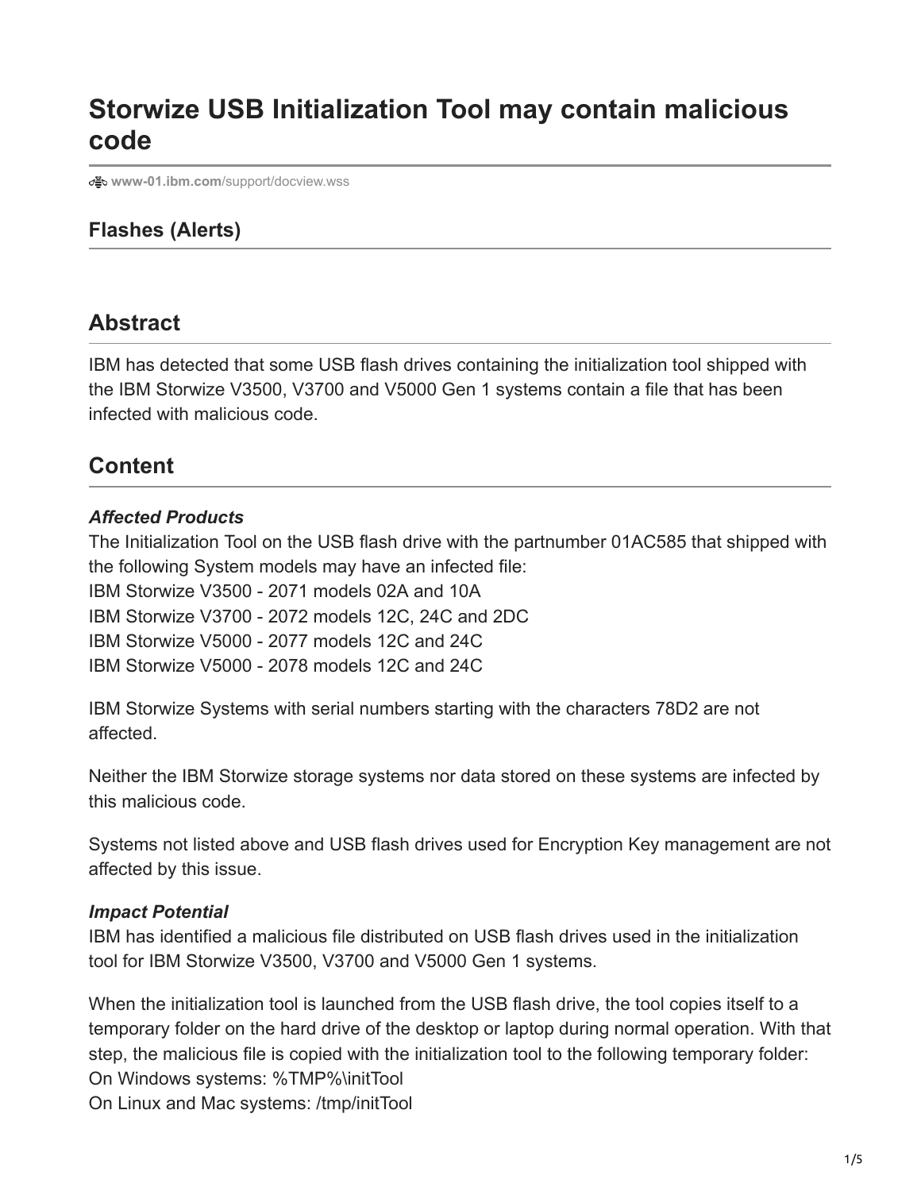# Storwize USB Initialization Tool may contain malicious code

www-01.ibm.com/support/docview.wss

### Flashes (Alerts)

## Abstract

IBM has detected that some USB flash drives containing the initialization tool shipped with the IBM Storwize V3500, V3700 and V5000 Gen 1 systems contain a file that has been infected with malicious code.

## Content

***Affected Products***

The Initialization Tool on the USB flash drive with the partnumber 01AC585 that shipped with the following System models may have an infected file:
IBM Storwize V3500 - 2071 models 02A and 10A
IBM Storwize V3700 - 2072 models 12C, 24C and 2DC
IBM Storwize V5000 - 2077 models 12C and 24C
IBM Storwize V5000 - 2078 models 12C and 24C

IBM Storwize Systems with serial numbers starting with the characters 78D2 are not affected.

Neither the IBM Storwize storage systems nor data stored on these systems are infected by this malicious code.

Systems not listed above and USB flash drives used for Encryption Key management are not affected by this issue.

***Impact Potential***

IBM has identified a malicious file distributed on USB flash drives used in the initialization tool for IBM Storwize V3500, V3700 and V5000 Gen 1 systems.

When the initialization tool is launched from the USB flash drive, the tool copies itself to a temporary folder on the hard drive of the desktop or laptop during normal operation. With that step, the malicious file is copied with the initialization tool to the following temporary folder:
On Windows systems: %TMP%\initTool
On Linux and Mac systems: /tmp/initTool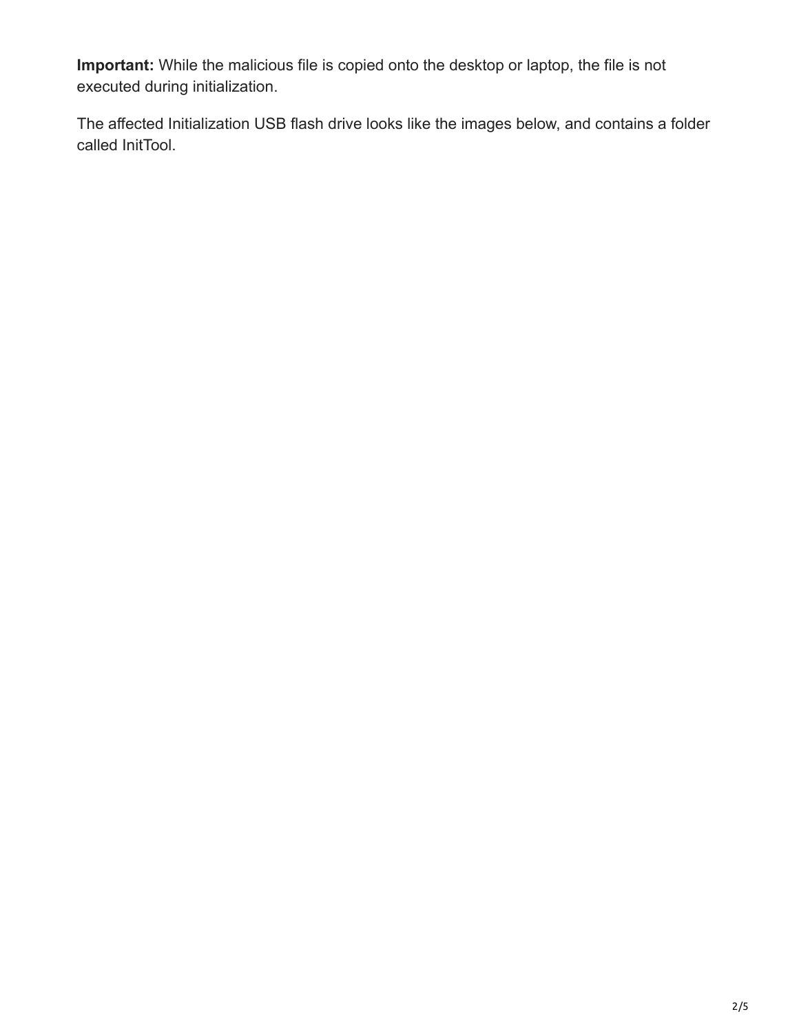**Important:** While the malicious file is copied onto the desktop or laptop, the file is not executed during initialization.

The affected Initialization USB flash drive looks like the images below, and contains a folder called InitTool.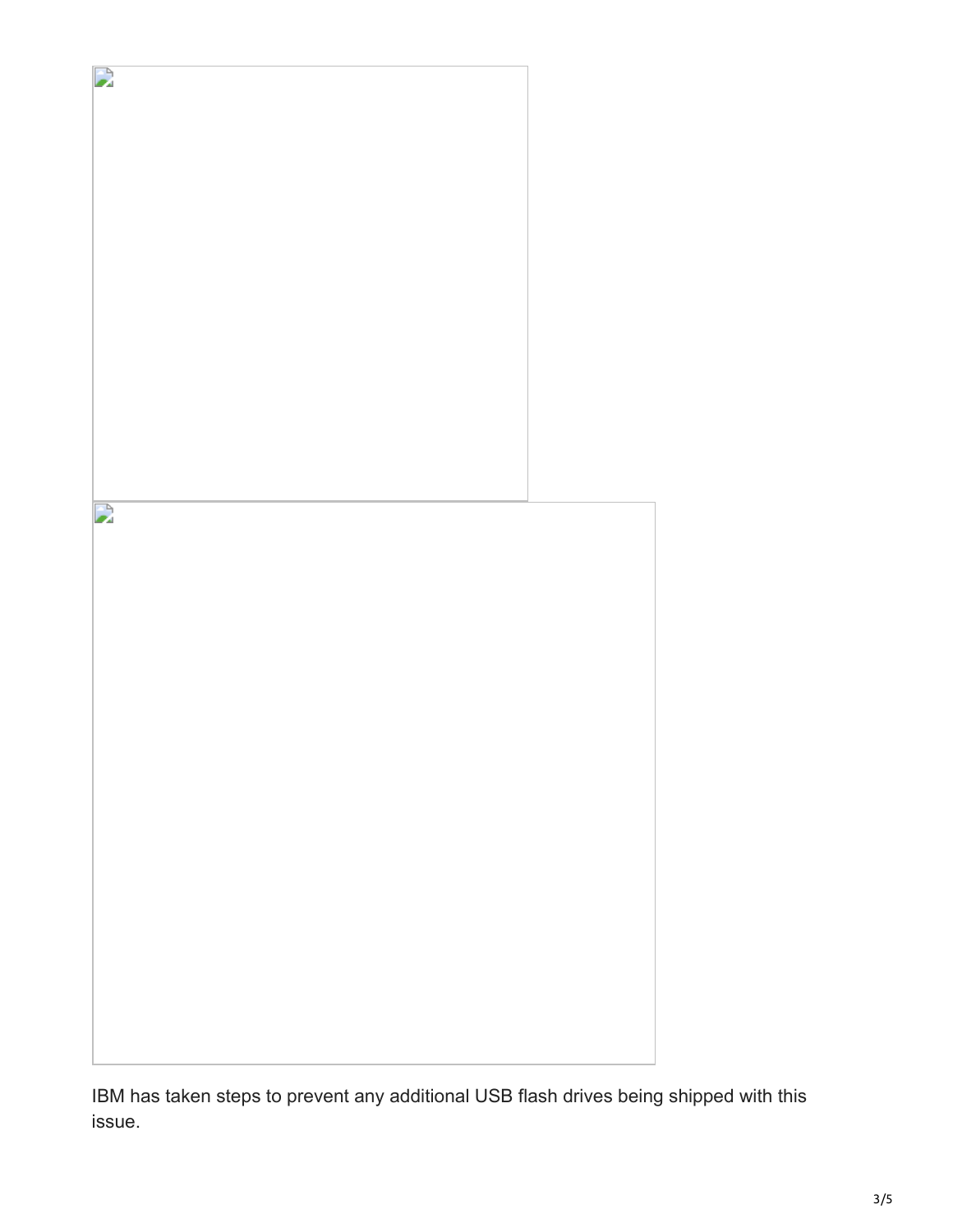IBM has taken steps to prevent any additional USB flash drives being shipped with this issue.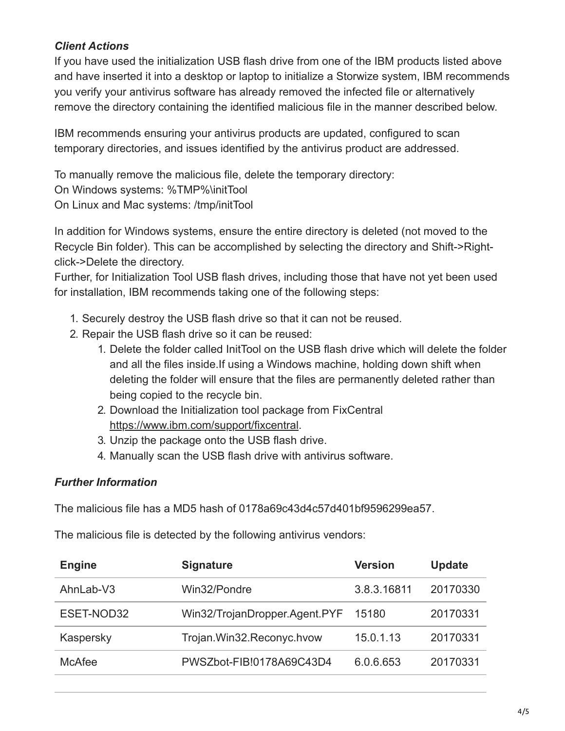### *Client Actions*

If you have used the initialization USB flash drive from one of the IBM products listed above and have inserted it into a desktop or laptop to initialize a Storwize system, IBM recommends you verify your antivirus software has already removed the infected file or alternatively remove the directory containing the identified malicious file in the manner described below.

IBM recommends ensuring your antivirus products are updated, configured to scan temporary directories, and issues identified by the antivirus product are addressed.

To manually remove the malicious file, delete the temporary directory:
On Windows systems: %TMP%\initTool
On Linux and Mac systems: /tmp/initTool

In addition for Windows systems, ensure the entire directory is deleted (not moved to the Recycle Bin folder). This can be accomplished by selecting the directory and Shift->Right-click->Delete the directory.
Further, for Initialization Tool USB flash drives, including those that have not yet been used for installation, IBM recommends taking one of the following steps:

1. Securely destroy the USB flash drive so that it can not be reused.
2. Repair the USB flash drive so it can be reused:
   1. Delete the folder called InitTool on the USB flash drive which will delete the folder and all the files inside.If using a Windows machine, holding down shift when deleting the folder will ensure that the files are permanently deleted rather than being copied to the recycle bin.
   2. Download the Initialization tool package from FixCentral https://www.ibm.com/support/fixcentral.
   3. Unzip the package onto the USB flash drive.
   4. Manually scan the USB flash drive with antivirus software.

### *Further Information*

The malicious file has a MD5 hash of 0178a69c43d4c57d401bf9596299ea57.

The malicious file is detected by the following antivirus vendors:

| Engine | Signature | Version | Update |
|---|---|---|---|
| AhnLab-V3 | Win32/Pondre | 3.8.3.16811 | 20170330 |
| ESET-NOD32 | Win32/TrojanDropper.Agent.PYF | 15180 | 20170331 |
| Kaspersky | Trojan.Win32.Reconyc.hvow | 15.0.1.13 | 20170331 |
| McAfee | PWSZbot-FIB!0178A69C43D4 | 6.0.6.653 | 20170331 |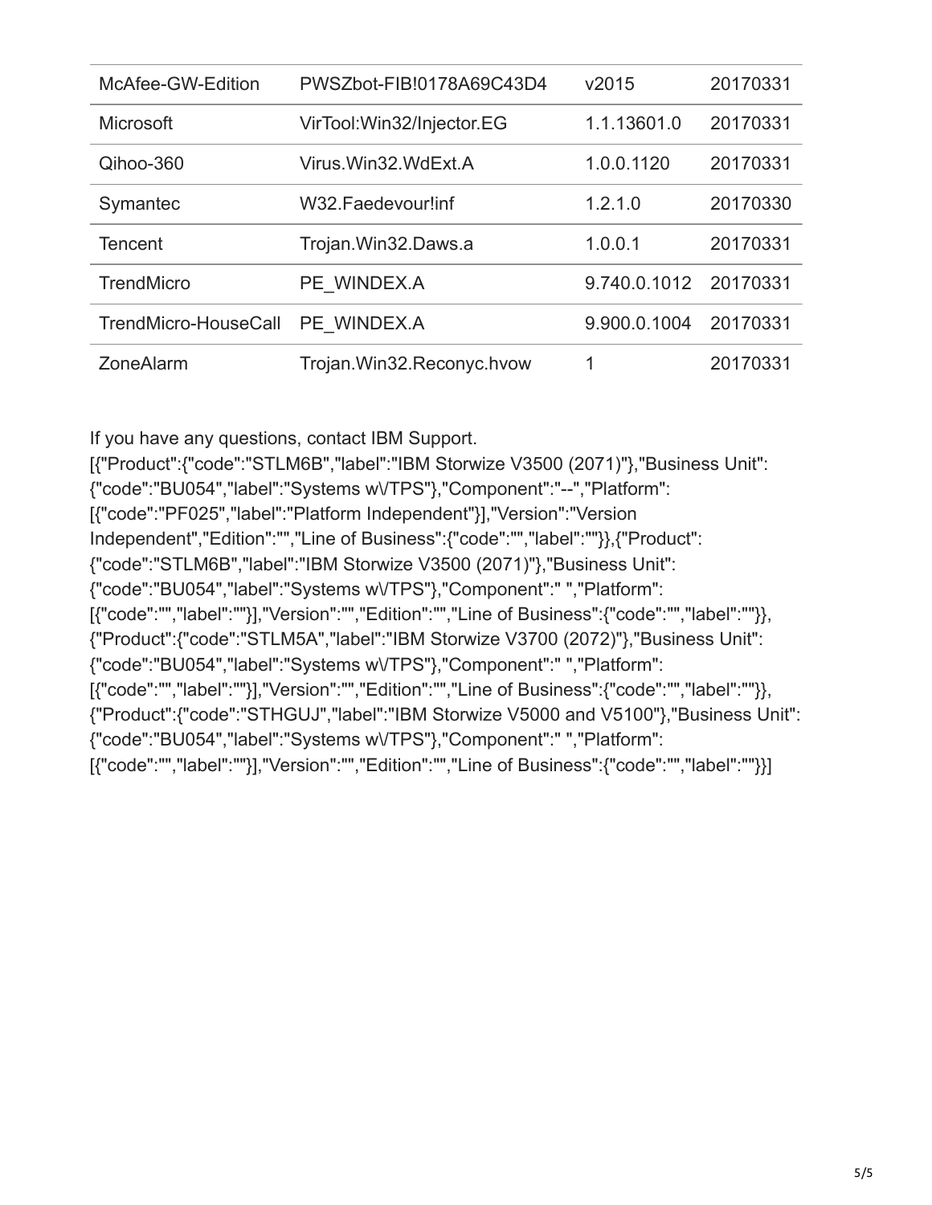| | | | |
|---|---|---|---|
| McAfee-GW-Edition | PWSZbot-FIB!0178A69C43D4 | v2015 | 20170331 |
| Microsoft | VirTool:Win32/Injector.EG | 1.1.13601.0 | 20170331 |
| Qihoo-360 | Virus.Win32.WdExt.A | 1.0.0.1120 | 20170331 |
| Symantec | W32.Faedevour!inf | 1.2.1.0 | 20170330 |
| Tencent | Trojan.Win32.Daws.a | 1.0.0.1 | 20170331 |
| TrendMicro | PE_WINDEX.A | 9.740.0.1012 | 20170331 |
| TrendMicro-HouseCall | PE_WINDEX.A | 9.900.0.1004 | 20170331 |
| ZoneAlarm | Trojan.Win32.Reconyc.hvow | 1 | 20170331 |

If you have any questions, contact IBM Support.

[{"Product":{"code":"STLM6B","label":"IBM Storwize V3500 (2071)"},"Business Unit":{"code":"BU054","label":"Systems w\/TPS"},"Component":"--","Platform":[{"code":"PF025","label":"Platform Independent"}],"Version":"Version Independent","Edition":"","Line of Business":{"code":"","label":""}},{"Product":{"code":"STLM6B","label":"IBM Storwize V3500 (2071)"},"Business Unit":{"code":"BU054","label":"Systems w\/TPS"},"Component":" ","Platform":[{"code":"","label":""}],"Version":"","Edition":"","Line of Business":{"code":"","label":""}},{"Product":{"code":"STLM5A","label":"IBM Storwize V3700 (2072)"},"Business Unit":{"code":"BU054","label":"Systems w\/TPS"},"Component":" ","Platform":[{"code":"","label":""}],"Version":"","Edition":"","Line of Business":{"code":"","label":""}},{"Product":{"code":"STHGUJ","label":"IBM Storwize V5000 and V5100"},"Business Unit":{"code":"BU054","label":"Systems w\/TPS"},"Component":" ","Platform":[{"code":"","label":""}],"Version":"","Edition":"","Line of Business":{"code":"","label":""}}]